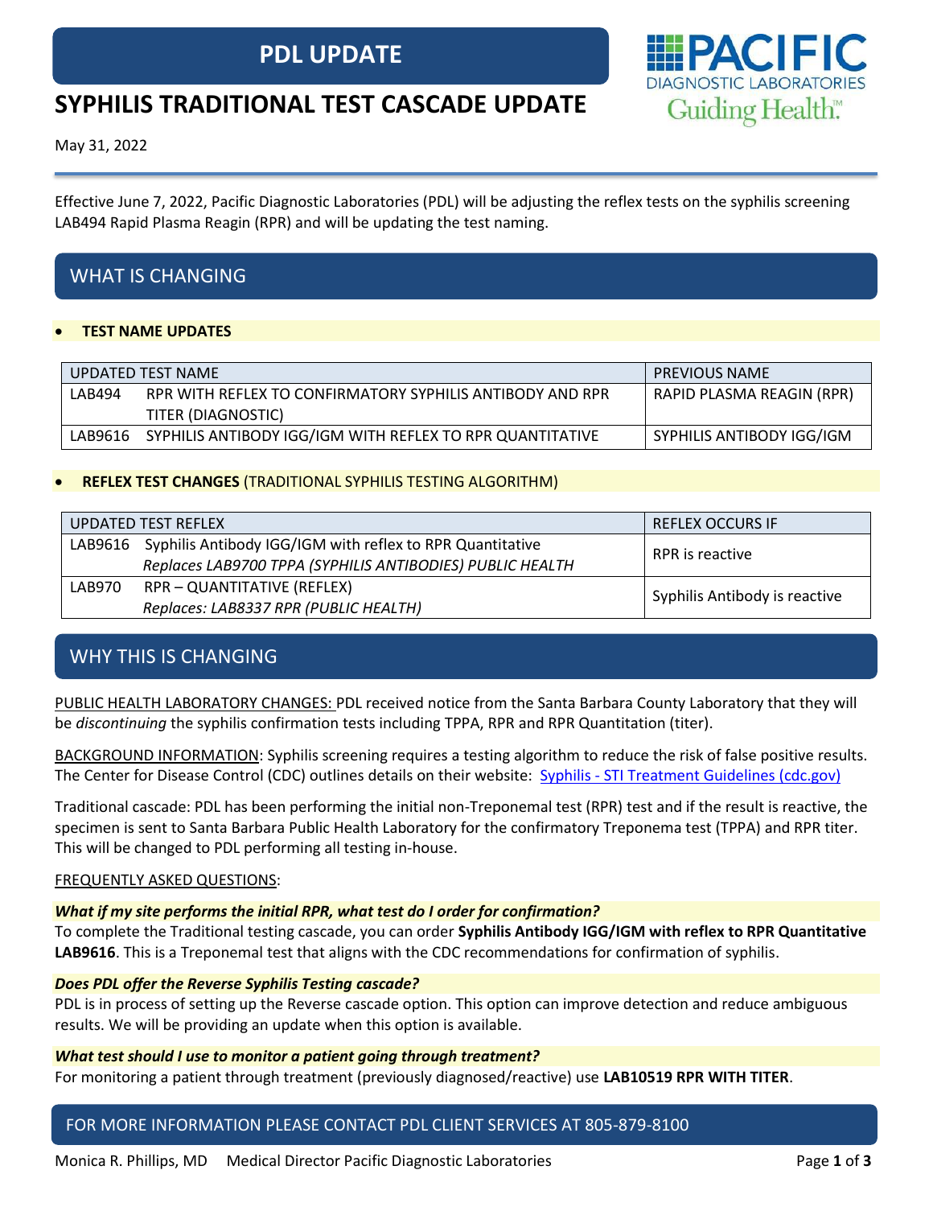# PDL UPDATE

# SYPHILIS TRADITIONAL TEST CASCADE UPDATE

May 31, 2022

Effective June 7, 2022, Pacific Diagnostic Laboratories (PDL) will be adjusting the reflex tests on the syphilis screening LAB494 Rapid Plasma Reagin (RPR) and will be updating the test naming.

## WHAT IS CHANGING

- **TEST NAME UPDATES**

| UPDATED TEST NAME | | PREVIOUS NAME |
|---|---|---|
| LAB494 | RPR WITH REFLEX TO CONFIRMATORY SYPHILIS ANTIBODY AND RPR TITER (DIAGNOSTIC) | RAPID PLASMA REAGIN (RPR) |
| LAB9616 | SYPHILIS ANTIBODY IGG/IGM WITH REFLEX TO RPR QUANTITATIVE | SYPHILIS ANTIBODY IGG/IGM |

- **REFLEX TEST CHANGES** (TRADITIONAL SYPHILIS TESTING ALGORITHM)

| UPDATED TEST REFLEX | | REFLEX OCCURS IF |
|---|---|---|
| LAB9616 | Syphilis Antibody IGG/IGM with reflex to RPR Quantitative *Replaces LAB9700 TPPA (SYPHILIS ANTIBODIES) PUBLIC HEALTH* | RPR is reactive |
| LAB970 | RPR – QUANTITATIVE (REFLEX) *Replaces: LAB8337 RPR (PUBLIC HEALTH)* | Syphilis Antibody is reactive |

## WHY THIS IS CHANGING

PUBLIC HEALTH LABORATORY CHANGES: PDL received notice from the Santa Barbara County Laboratory that they will be *discontinuing* the syphilis confirmation tests including TPPA, RPR and RPR Quantitation (titer).

BACKGROUND INFORMATION: Syphilis screening requires a testing algorithm to reduce the risk of false positive results. The Center for Disease Control (CDC) outlines details on their website: Syphilis - STI Treatment Guidelines (cdc.gov)

Traditional cascade: PDL has been performing the initial non-Treponemal test (RPR) test and if the result is reactive, the specimen is sent to Santa Barbara Public Health Laboratory for the confirmatory Treponema test (TPPA) and RPR titer. This will be changed to PDL performing all testing in-house.

FREQUENTLY ASKED QUESTIONS:

***What if my site performs the initial RPR, what test do I order for confirmation?***

To complete the Traditional testing cascade, you can order **Syphilis Antibody IGG/IGM with reflex to RPR Quantitative LAB9616**. This is a Treponemal test that aligns with the CDC recommendations for confirmation of syphilis.

***Does PDL offer the Reverse Syphilis Testing cascade?***

PDL is in process of setting up the Reverse cascade option. This option can improve detection and reduce ambiguous results. We will be providing an update when this option is available.

***What test should I use to monitor a patient going through treatment?***

For monitoring a patient through treatment (previously diagnosed/reactive) use **LAB10519 RPR WITH TITER**.

FOR MORE INFORMATION PLEASE CONTACT PDL CLIENT SERVICES AT 805-879-8100

Monica R. Phillips, MD Medical Director Pacific Diagnostic Laboratories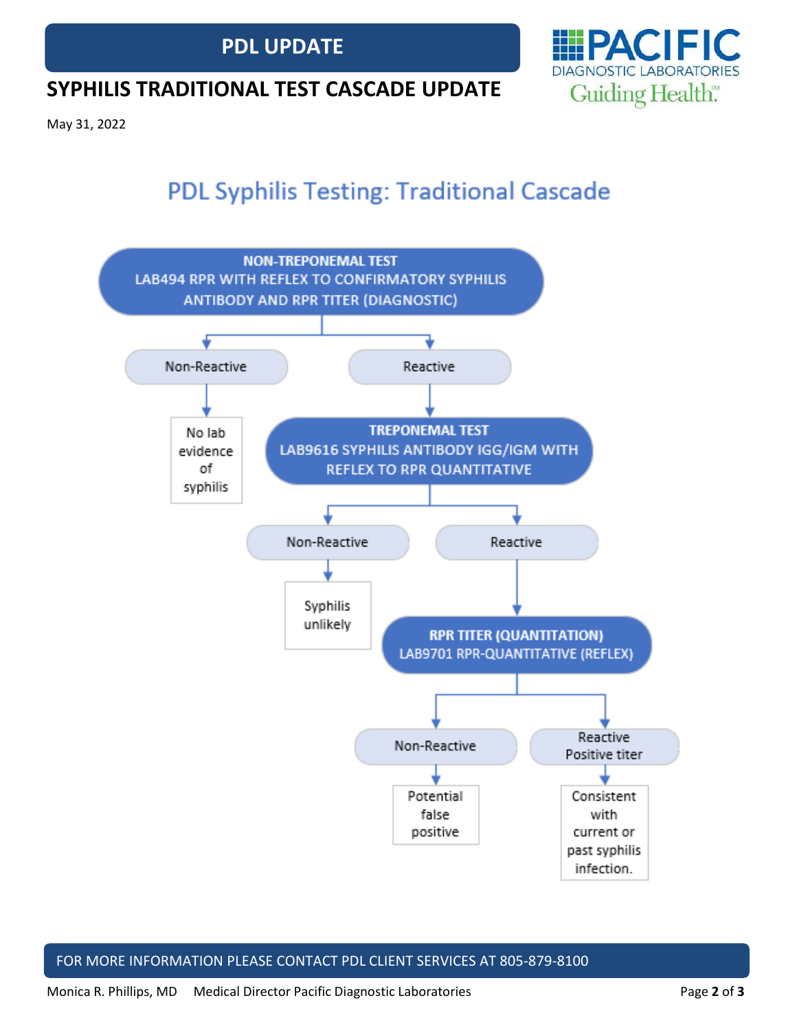# PDL UPDATE

## SYPHILIS TRADITIONAL TEST CASCADE UPDATE

May 31, 2022

### PDL Syphilis Testing: Traditional Cascade

**NON-TREPONEMAL TEST**
**LAB494 RPR WITH REFLEX TO CONFIRMATORY SYPHILIS ANTIBODY AND RPR TITER (DIAGNOSTIC)**

- Non-Reactive → No lab evidence of syphilis
- Reactive → **TREPONEMAL TEST — LAB9616 SYPHILIS ANTIBODY IGG/IGM WITH REFLEX TO RPR QUANTITATIVE**
  - Non-Reactive → Syphilis unlikely
  - Reactive → **RPR TITER (QUANTITATION) — LAB9701 RPR-QUANTITATIVE (REFLEX)**
    - Non-Reactive → Potential false positive
    - Reactive Positive titer → Consistent with current or past syphilis infection.

FOR MORE INFORMATION PLEASE CONTACT PDL CLIENT SERVICES AT 805-879-8100

Monica R. Phillips, MD Medical Director Pacific Diagnostic Laboratories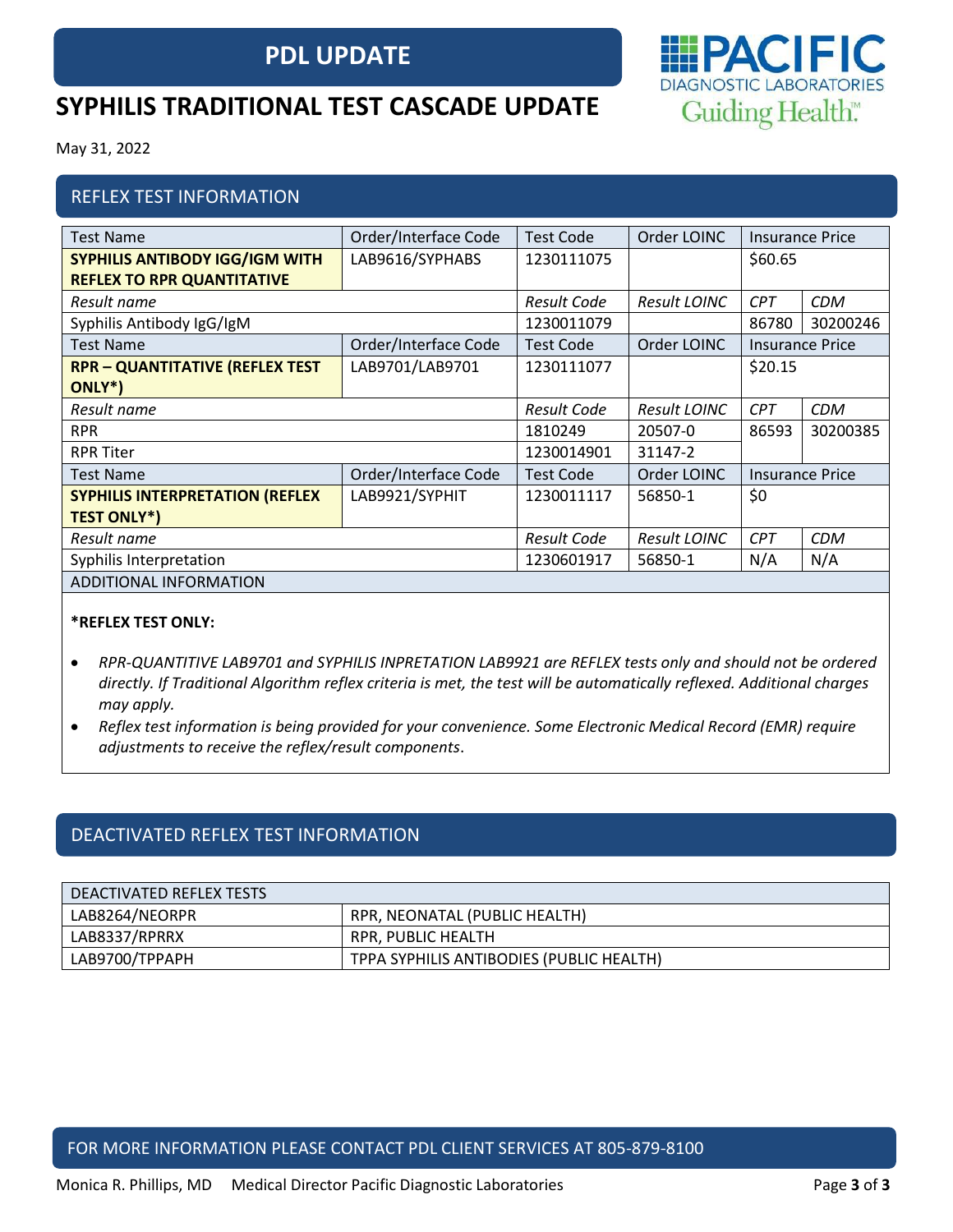# PDL UPDATE

# SYPHILIS TRADITIONAL TEST CASCADE UPDATE

May 31, 2022

## REFLEX TEST INFORMATION

| Test Name | Order/Interface Code | Test Code | Order LOINC | Insurance Price | |
|---|---|---|---|---|---|
| **SYPHILIS ANTIBODY IGG/IGM WITH REFLEX TO RPR QUANTITATIVE** | LAB9616/SYPHABS | 1230111075 | | $60.65 | |
| *Result name* | | *Result Code* | *Result LOINC* | *CPT* | *CDM* |
| Syphilis Antibody IgG/IgM | | 1230011079 | | 86780 | 30200246 |
| Test Name | Order/Interface Code | Test Code | Order LOINC | Insurance Price | |
| **RPR – QUANTITATIVE (REFLEX TEST ONLY*)** | LAB9701/LAB9701 | 1230111077 | | $20.15 | |
| *Result name* | | *Result Code* | *Result LOINC* | *CPT* | *CDM* |
| RPR | | 1810249 | 20507-0 | 86593 | 30200385 |
| RPR Titer | | 1230014901 | 31147-2 | | |
| Test Name | Order/Interface Code | Test Code | Order LOINC | Insurance Price | |
| **SYPHILIS INTERPRETATION (REFLEX TEST ONLY*)** | LAB9921/SYPHIT | 1230011117 | 56850-1 | $0 | |
| *Result name* | | *Result Code* | *Result LOINC* | *CPT* | *CDM* |
| Syphilis Interpretation | | 1230601917 | 56850-1 | N/A | N/A |
| ADDITIONAL INFORMATION | | | | | |

**\*REFLEX TEST ONLY:**

- *RPR-QUANTITIVE LAB9701 and SYPHILIS INPRETATION LAB9921 are REFLEX tests only and should not be ordered directly. If Traditional Algorithm reflex criteria is met, the test will be automatically reflexed. Additional charges may apply.*
- *Reflex test information is being provided for your convenience. Some Electronic Medical Record (EMR) require adjustments to receive the reflex/result components.*

## DEACTIVATED REFLEX TEST INFORMATION

| DEACTIVATED REFLEX TESTS | |
|---|---|
| LAB8264/NEORPR | RPR, NEONATAL (PUBLIC HEALTH) |
| LAB8337/RPRRX | RPR, PUBLIC HEALTH |
| LAB9700/TPPAPH | TPPA SYPHILIS ANTIBODIES (PUBLIC HEALTH) |

FOR MORE INFORMATION PLEASE CONTACT PDL CLIENT SERVICES AT 805-879-8100

Monica R. Phillips, MD Medical Director Pacific Diagnostic Laboratories